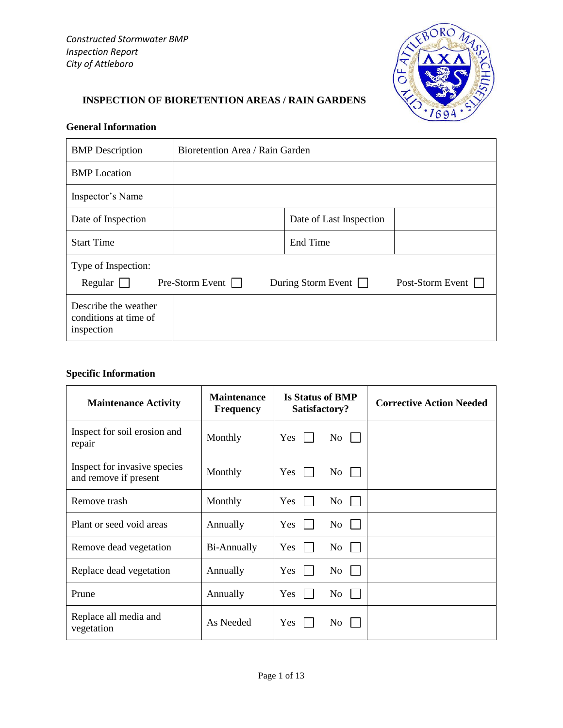*Constructed Stormwater BMP*
*Inspection Report*
*City of Attleboro*

## INSPECTION OF BIORETENTION AREAS / RAIN GARDENS

### General Information

| BMP Description | Bioretention Area / Rain Garden | | |
|---|---|---|---|
| BMP Location | | | |
| Inspector's Name | | | |
| Date of Inspection | | Date of Last Inspection | |
| Start Time | | End Time | |
| Type of Inspection: Regular ☐ Pre-Storm Event ☐ During Storm Event ☐ Post-Storm Event ☐ | | | |
| Describe the weather conditions at time of inspection | | | |

### Specific Information

| Maintenance Activity | Maintenance Frequency | Is Status of BMP Satisfactory? | Corrective Action Needed |
|---|---|---|---|
| Inspect for soil erosion and repair | Monthly | Yes ☐ No ☐ | |
| Inspect for invasive species and remove if present | Monthly | Yes ☐ No ☐ | |
| Remove trash | Monthly | Yes ☐ No ☐ | |
| Plant or seed void areas | Annually | Yes ☐ No ☐ | |
| Remove dead vegetation | Bi-Annually | Yes ☐ No ☐ | |
| Replace dead vegetation | Annually | Yes ☐ No ☐ | |
| Prune | Annually | Yes ☐ No ☐ | |
| Replace all media and vegetation | As Needed | Yes ☐ No ☐ | |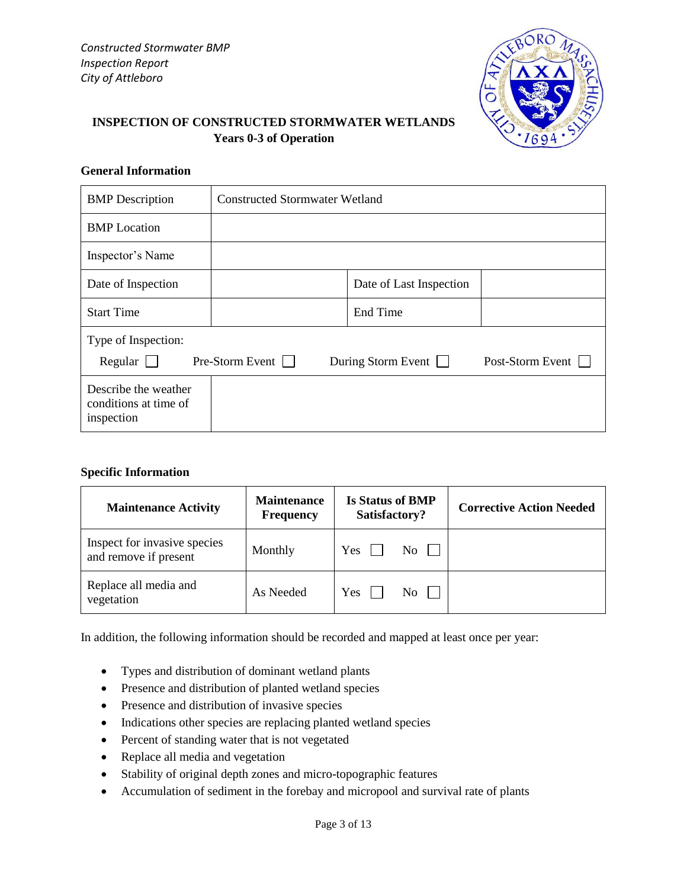*Constructed Stormwater BMP*
*Inspection Report*
*City of Attleboro*

## INSPECTION OF CONSTRUCTED STORMWATER WETLANDS
## Years 0-3 of Operation

### General Information

| BMP Description | Constructed Stormwater Wetland | | |
|---|---|---|---|
| BMP Location | | | |
| Inspector's Name | | | |
| Date of Inspection | | Date of Last Inspection | |
| Start Time | | End Time | |
| Type of Inspection: Regular ☐ Pre-Storm Event ☐ During Storm Event ☐ Post-Storm Event ☐ | | | |
| Describe the weather conditions at time of inspection | | | |

### Specific Information

| Maintenance Activity | Maintenance Frequency | Is Status of BMP Satisfactory? | Corrective Action Needed |
|---|---|---|---|
| Inspect for invasive species and remove if present | Monthly | Yes ☐ No ☐ | |
| Replace all media and vegetation | As Needed | Yes ☐ No ☐ | |

In addition, the following information should be recorded and mapped at least once per year:

- Types and distribution of dominant wetland plants
- Presence and distribution of planted wetland species
- Presence and distribution of invasive species
- Indications other species are replacing planted wetland species
- Percent of standing water that is not vegetated
- Replace all media and vegetation
- Stability of original depth zones and micro-topographic features
- Accumulation of sediment in the forebay and micropool and survival rate of plants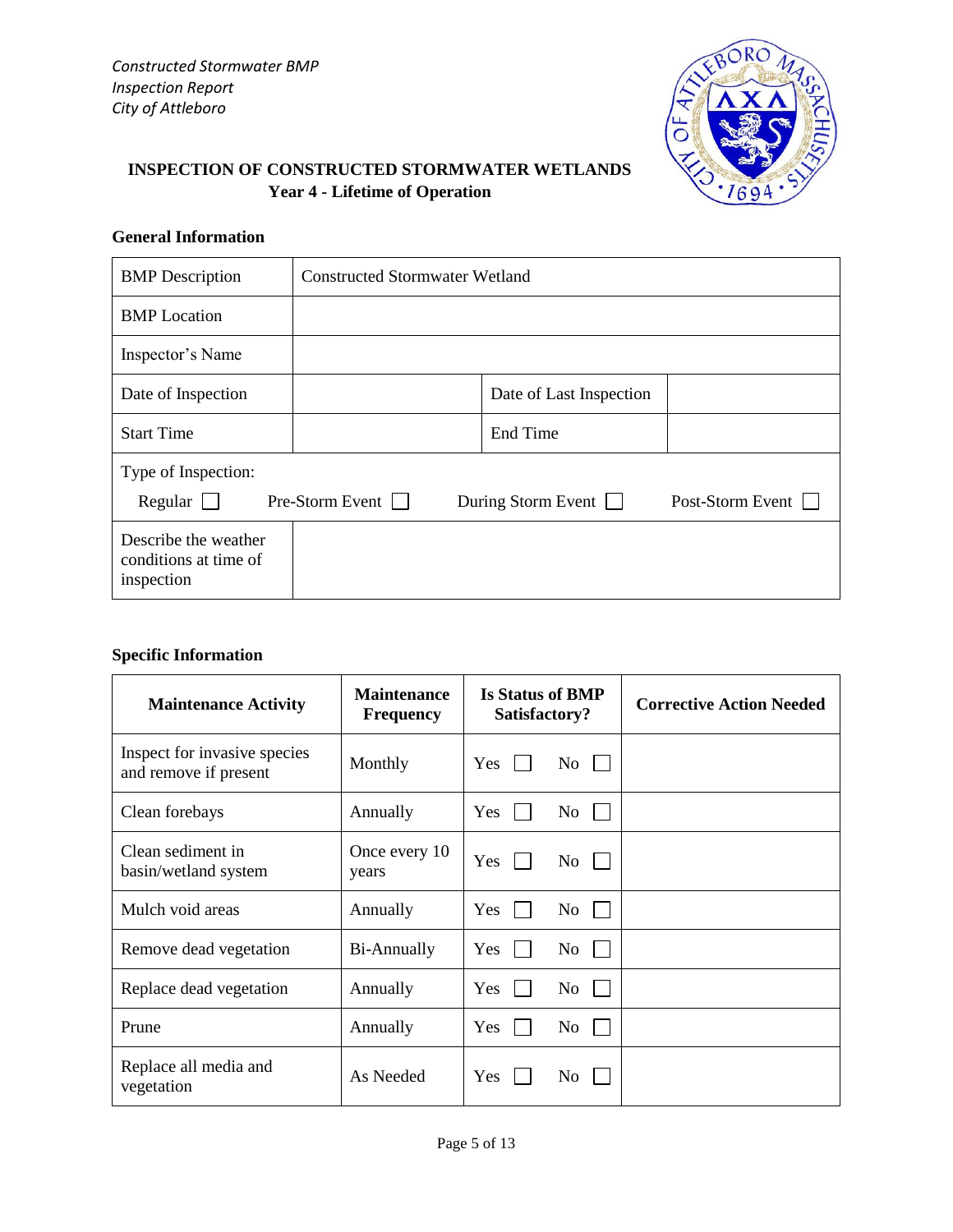*Constructed Stormwater BMP*
*Inspection Report*
*City of Attleboro*

**INSPECTION OF CONSTRUCTED STORMWATER WETLANDS**
**Year 4 - Lifetime of Operation**

**General Information**

| | | | |
|---|---|---|---|
| BMP Description | Constructed Stormwater Wetland | | |
| BMP Location | | | |
| Inspector's Name | | | |
| Date of Inspection | | Date of Last Inspection | |
| Start Time | | End Time | |
| Type of Inspection: Regular ☐ Pre-Storm Event ☐ During Storm Event ☐ Post-Storm Event ☐ | | | |
| Describe the weather conditions at time of inspection | | | |

**Specific Information**

| Maintenance Activity | Maintenance Frequency | Is Status of BMP Satisfactory? | Corrective Action Needed |
|---|---|---|---|
| Inspect for invasive species and remove if present | Monthly | Yes ☐ No ☐ | |
| Clean forebays | Annually | Yes ☐ No ☐ | |
| Clean sediment in basin/wetland system | Once every 10 years | Yes ☐ No ☐ | |
| Mulch void areas | Annually | Yes ☐ No ☐ | |
| Remove dead vegetation | Bi-Annually | Yes ☐ No ☐ | |
| Replace dead vegetation | Annually | Yes ☐ No ☐ | |
| Prune | Annually | Yes ☐ No ☐ | |
| Replace all media and vegetation | As Needed | Yes ☐ No ☐ | |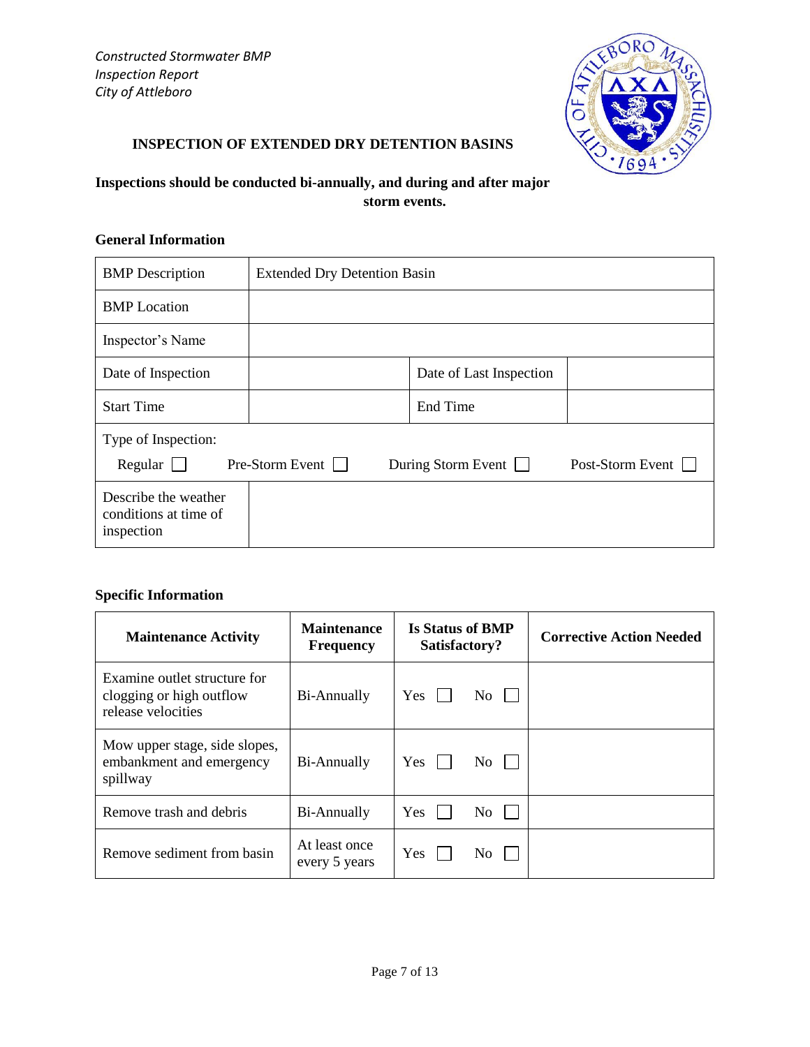*Constructed Stormwater BMP*
*Inspection Report*
*City of Attleboro*

## INSPECTION OF EXTENDED DRY DETENTION BASINS

**Inspections should be conducted bi-annually, and during and after major storm events.**

### General Information

| BMP Description | Extended Dry Detention Basin | | |
|---|---|---|---|
| BMP Location | | | |
| Inspector's Name | | | |
| Date of Inspection | | Date of Last Inspection | |
| Start Time | | End Time | |
| Type of Inspection: Regular ☐ Pre-Storm Event ☐ During Storm Event ☐ Post-Storm Event ☐ | | | |
| Describe the weather conditions at time of inspection | | | |

### Specific Information

| Maintenance Activity | Maintenance Frequency | Is Status of BMP Satisfactory? | Corrective Action Needed |
|---|---|---|---|
| Examine outlet structure for clogging or high outflow release velocities | Bi-Annually | Yes ☐ No ☐ | |
| Mow upper stage, side slopes, embankment and emergency spillway | Bi-Annually | Yes ☐ No ☐ | |
| Remove trash and debris | Bi-Annually | Yes ☐ No ☐ | |
| Remove sediment from basin | At least once every 5 years | Yes ☐ No ☐ | |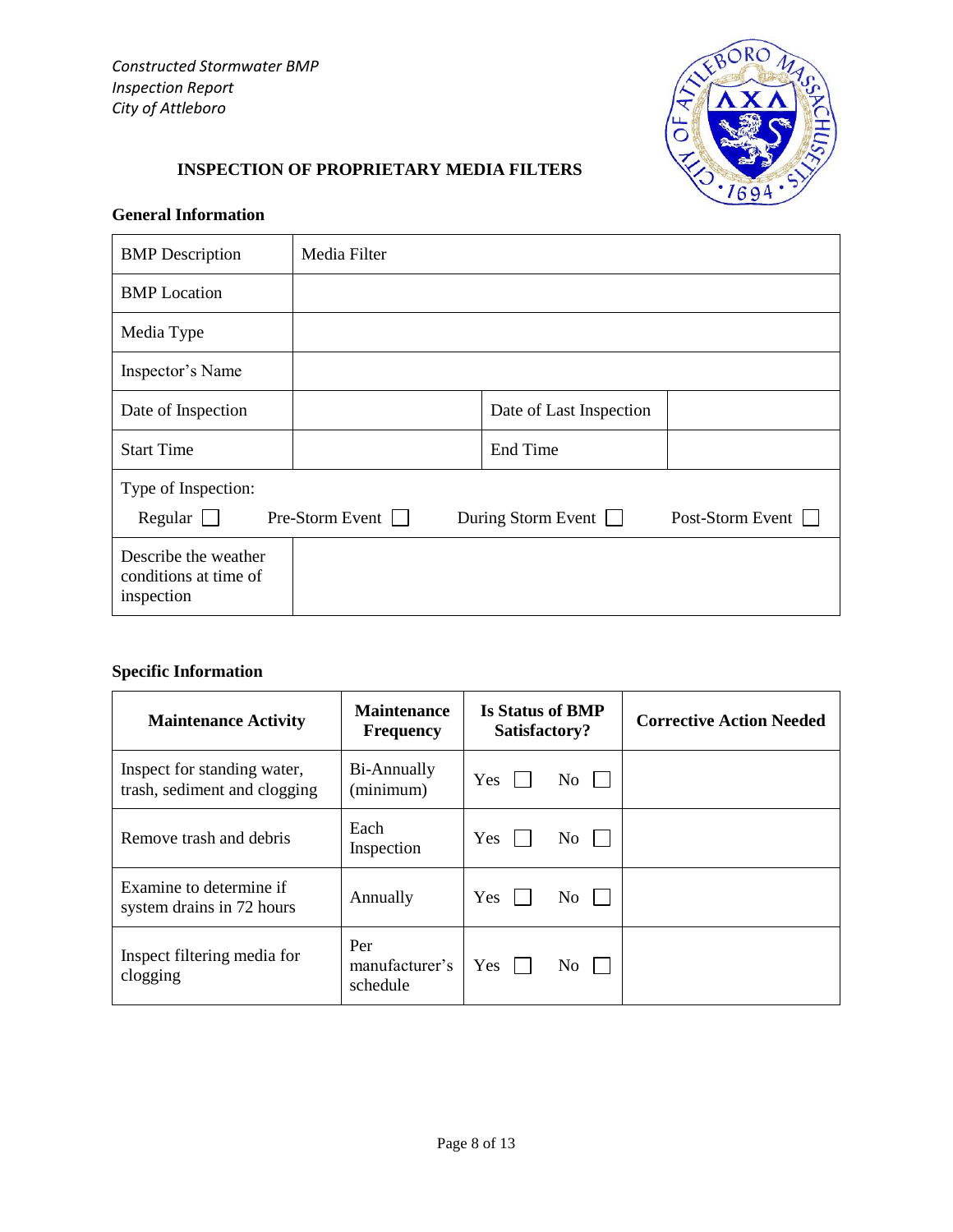*Constructed Stormwater BMP*
*Inspection Report*
*City of Attleboro*

# INSPECTION OF PROPRIETARY MEDIA FILTERS

## General Information

| BMP Description | Media Filter | | |
|---|---|---|---|
| BMP Location | | | |
| Media Type | | | |
| Inspector's Name | | | |
| Date of Inspection | | Date of Last Inspection | |
| Start Time | | End Time | |
| Type of Inspection: Regular ☐ Pre-Storm Event ☐ During Storm Event ☐ Post-Storm Event ☐ | | | |
| Describe the weather conditions at time of inspection | | | |

## Specific Information

| Maintenance Activity | Maintenance Frequency | Is Status of BMP Satisfactory? | Corrective Action Needed |
|---|---|---|---|
| Inspect for standing water, trash, sediment and clogging | Bi-Annually (minimum) | Yes ☐ No ☐ | |
| Remove trash and debris | Each Inspection | Yes ☐ No ☐ | |
| Examine to determine if system drains in 72 hours | Annually | Yes ☐ No ☐ | |
| Inspect filtering media for clogging | Per manufacturer's schedule | Yes ☐ No ☐ | |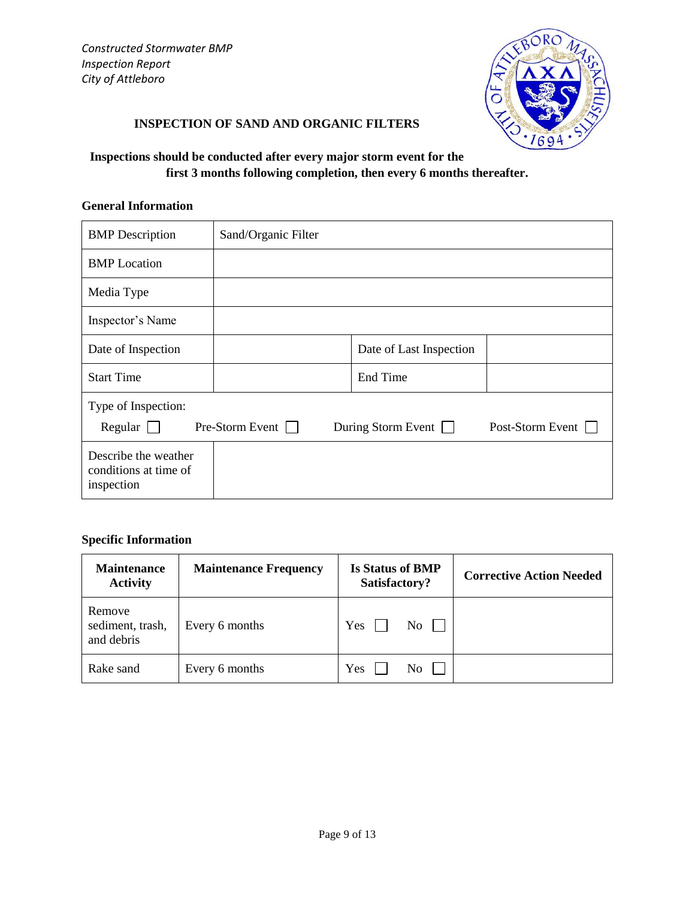*Constructed Stormwater BMP*
*Inspection Report*
*City of Attleboro*

## INSPECTION OF SAND AND ORGANIC FILTERS

**Inspections should be conducted after every major storm event for the first 3 months following completion, then every 6 months thereafter.**

### General Information

| BMP Description | Sand/Organic Filter | | |
|---|---|---|---|
| BMP Location | | | |
| Media Type | | | |
| Inspector's Name | | | |
| Date of Inspection | | Date of Last Inspection | |
| Start Time | | End Time | |
| Type of Inspection: Regular ☐ Pre-Storm Event ☐ During Storm Event ☐ Post-Storm Event ☐ | | | |
| Describe the weather conditions at time of inspection | | | |

### Specific Information

| Maintenance Activity | Maintenance Frequency | Is Status of BMP Satisfactory? | Corrective Action Needed |
|---|---|---|---|
| Remove sediment, trash, and debris | Every 6 months | Yes ☐ No ☐ | |
| Rake sand | Every 6 months | Yes ☐ No ☐ | |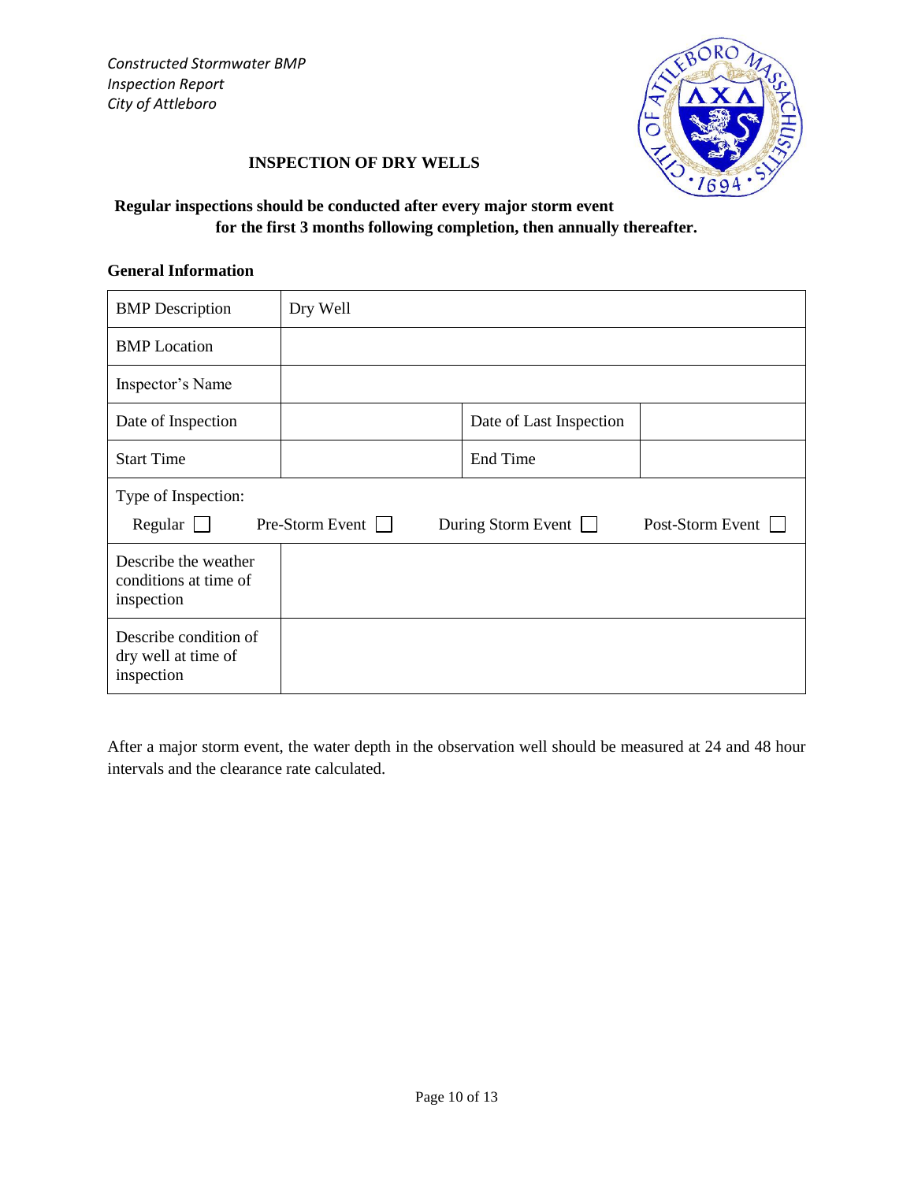*Constructed Stormwater BMP*
*Inspection Report*
*City of Attleboro*

## INSPECTION OF DRY WELLS

**Regular inspections should be conducted after every major storm event for the first 3 months following completion, then annually thereafter.**

### General Information

| BMP Description | Dry Well | | |
|---|---|---|---|
| BMP Location | | | |
| Inspector's Name | | | |
| Date of Inspection | | Date of Last Inspection | |
| Start Time | | End Time | |
| Type of Inspection: Regular ☐ Pre-Storm Event ☐ During Storm Event ☐ Post-Storm Event ☐ | | | |
| Describe the weather conditions at time of inspection | | | |
| Describe condition of dry well at time of inspection | | | |

After a major storm event, the water depth in the observation well should be measured at 24 and 48 hour intervals and the clearance rate calculated.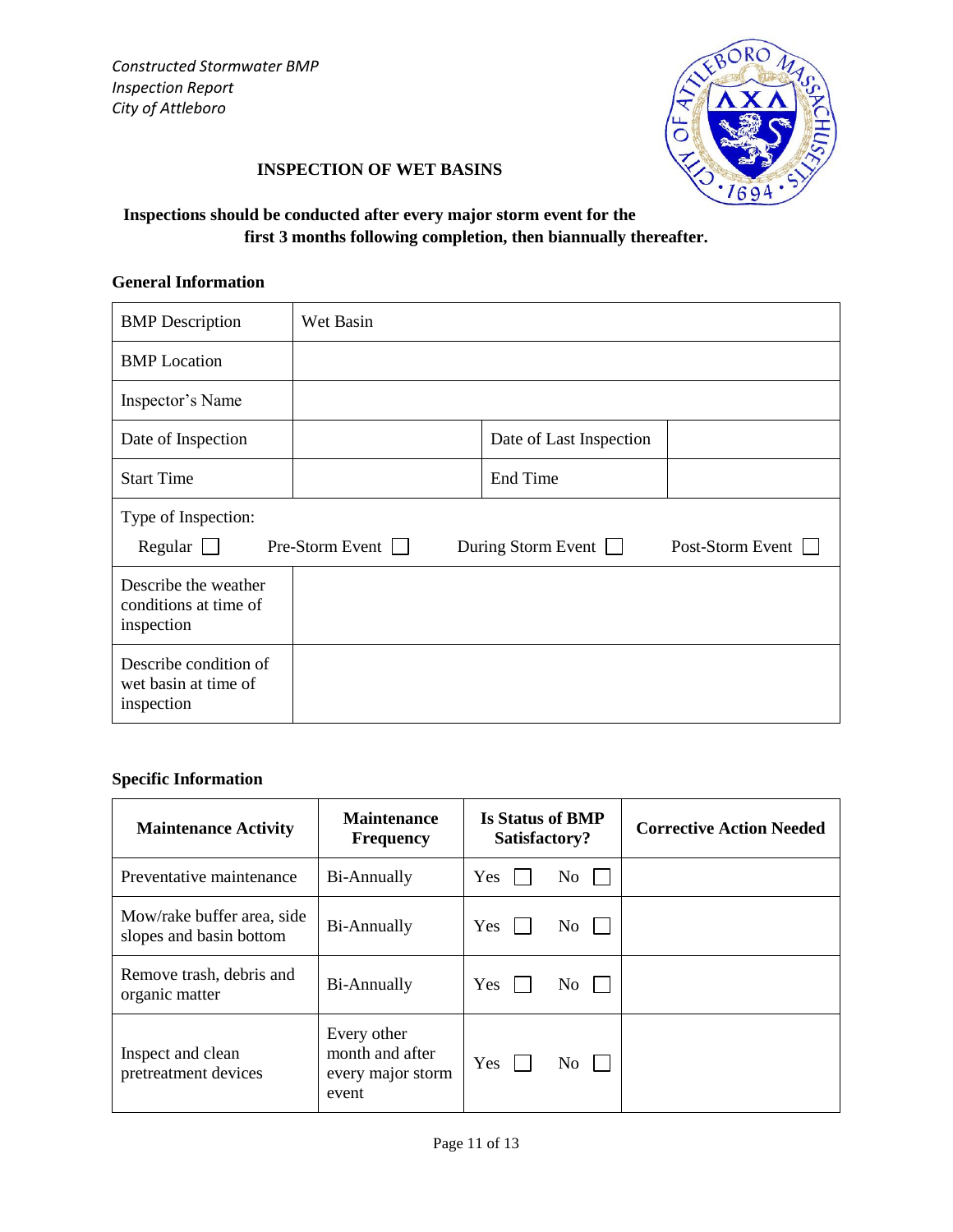*Constructed Stormwater BMP*
*Inspection Report*
*City of Attleboro*

## INSPECTION OF WET BASINS

**Inspections should be conducted after every major storm event for the first 3 months following completion, then biannually thereafter.**

### General Information

| BMP Description | Wet Basin | | |
|---|---|---|---|
| BMP Location | | | |
| Inspector's Name | | | |
| Date of Inspection | | Date of Last Inspection | |
| Start Time | | End Time | |
| Type of Inspection: Regular ☐ Pre-Storm Event ☐ During Storm Event ☐ Post-Storm Event ☐ | | | |
| Describe the weather conditions at time of inspection | | | |
| Describe condition of wet basin at time of inspection | | | |

### Specific Information

| Maintenance Activity | Maintenance Frequency | Is Status of BMP Satisfactory? | Corrective Action Needed |
|---|---|---|---|
| Preventative maintenance | Bi-Annually | Yes ☐ No ☐ | |
| Mow/rake buffer area, side slopes and basin bottom | Bi-Annually | Yes ☐ No ☐ | |
| Remove trash, debris and organic matter | Bi-Annually | Yes ☐ No ☐ | |
| Inspect and clean pretreatment devices | Every other month and after every major storm event | Yes ☐ No ☐ | |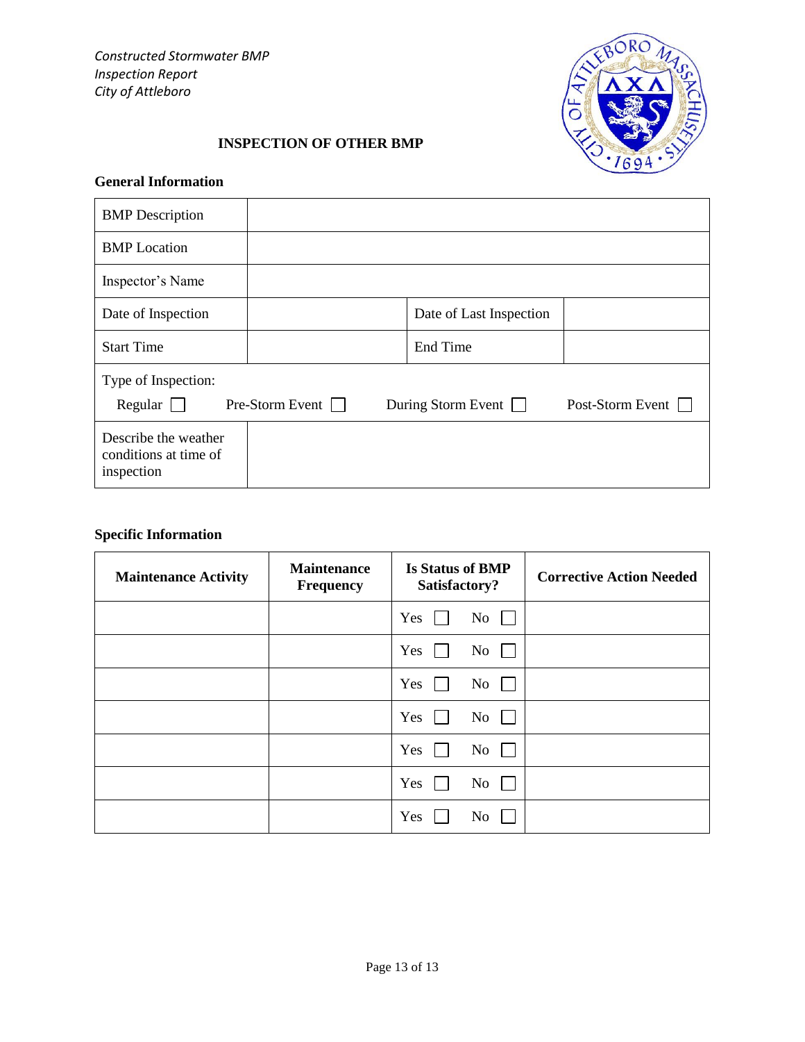*Constructed Stormwater BMP*
*Inspection Report*
*City of Attleboro*

## INSPECTION OF OTHER BMP

### General Information

| | | | |
|---|---|---|---|
| BMP Description | | | |
| BMP Location | | | |
| Inspector's Name | | | |
| Date of Inspection | | Date of Last Inspection | |
| Start Time | | End Time | |
| Type of Inspection: Regular ☐ Pre-Storm Event ☐ During Storm Event ☐ Post-Storm Event ☐ | | | |
| Describe the weather conditions at time of inspection | | | |

### Specific Information

| Maintenance Activity | Maintenance Frequency | Is Status of BMP Satisfactory? | Corrective Action Needed |
|---|---|---|---|
| | | Yes ☐ No ☐ | |
| | | Yes ☐ No ☐ | |
| | | Yes ☐ No ☐ | |
| | | Yes ☐ No ☐ | |
| | | Yes ☐ No ☐ | |
| | | Yes ☐ No ☐ | |
| | | Yes ☐ No ☐ | |